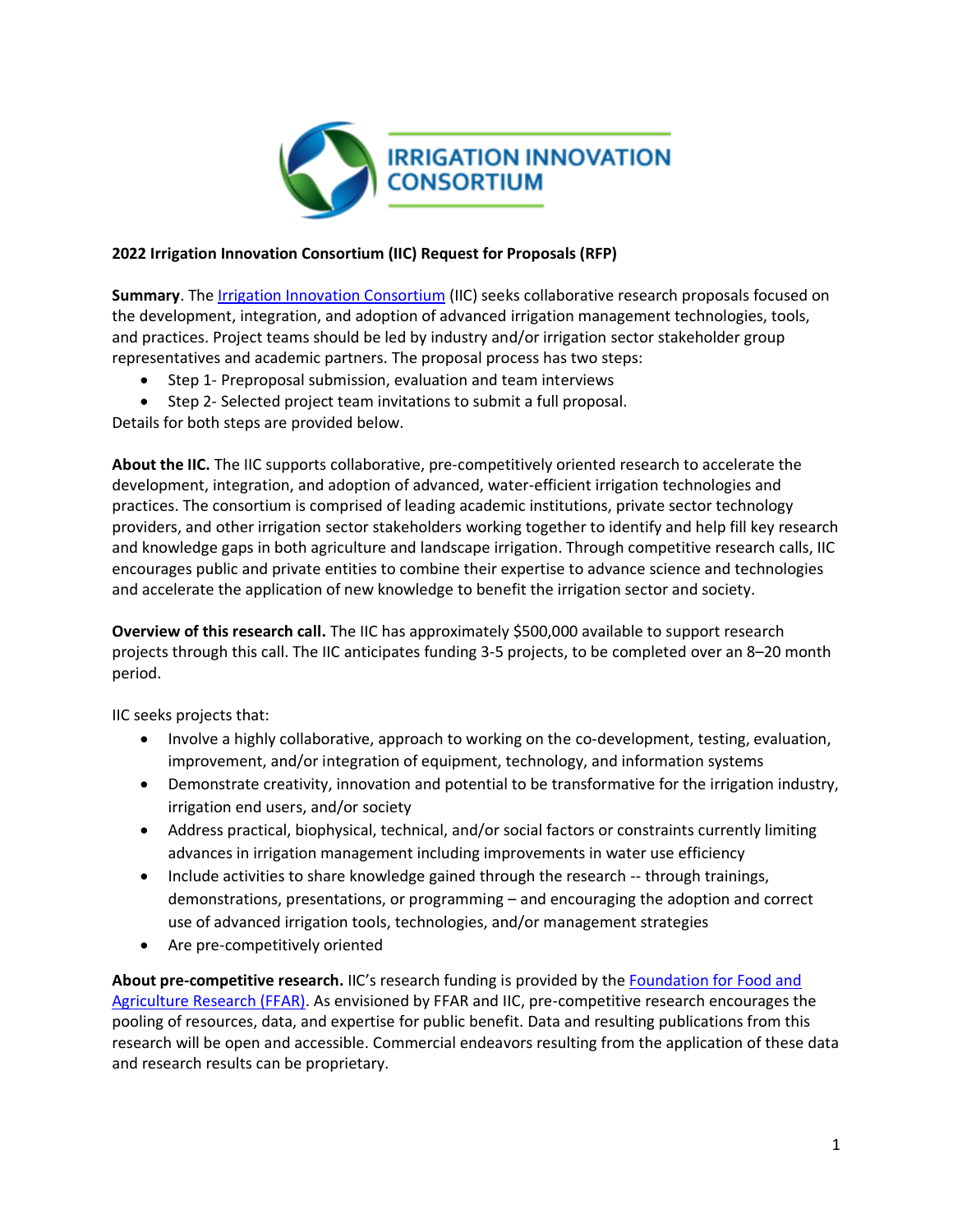**2022 Irrigation Innovation Consortium (IIC) Request for Proposals (RFP)**

**Summary**. The Irrigation Innovation Consortium (IIC) seeks collaborative research proposals focused on the development, integration, and adoption of advanced irrigation management technologies, tools, and practices. Project teams should be led by industry and/or irrigation sector stakeholder group representatives and academic partners. The proposal process has two steps:

- Step 1- Preproposal submission, evaluation and team interviews
- Step 2- Selected project team invitations to submit a full proposal.

Details for both steps are provided below.

**About the IIC.** The IIC supports collaborative, pre-competitively oriented research to accelerate the development, integration, and adoption of advanced, water-efficient irrigation technologies and practices. The consortium is comprised of leading academic institutions, private sector technology providers, and other irrigation sector stakeholders working together to identify and help fill key research and knowledge gaps in both agriculture and landscape irrigation. Through competitive research calls, IIC encourages public and private entities to combine their expertise to advance science and technologies and accelerate the application of new knowledge to benefit the irrigation sector and society.

**Overview of this research call.** The IIC has approximately $500,000 available to support research projects through this call. The IIC anticipates funding 3-5 projects, to be completed over an 8–20 month period.

IIC seeks projects that:

- Involve a highly collaborative, approach to working on the co-development, testing, evaluation, improvement, and/or integration of equipment, technology, and information systems
- Demonstrate creativity, innovation and potential to be transformative for the irrigation industry, irrigation end users, and/or society
- Address practical, biophysical, technical, and/or social factors or constraints currently limiting advances in irrigation management including improvements in water use efficiency
- Include activities to share knowledge gained through the research -- through trainings, demonstrations, presentations, or programming – and encouraging the adoption and correct use of advanced irrigation tools, technologies, and/or management strategies
- Are pre-competitively oriented

**About pre-competitive research.** IIC's research funding is provided by the Foundation for Food and Agriculture Research (FFAR). As envisioned by FFAR and IIC, pre-competitive research encourages the pooling of resources, data, and expertise for public benefit. Data and resulting publications from this research will be open and accessible. Commercial endeavors resulting from the application of these data and research results can be proprietary.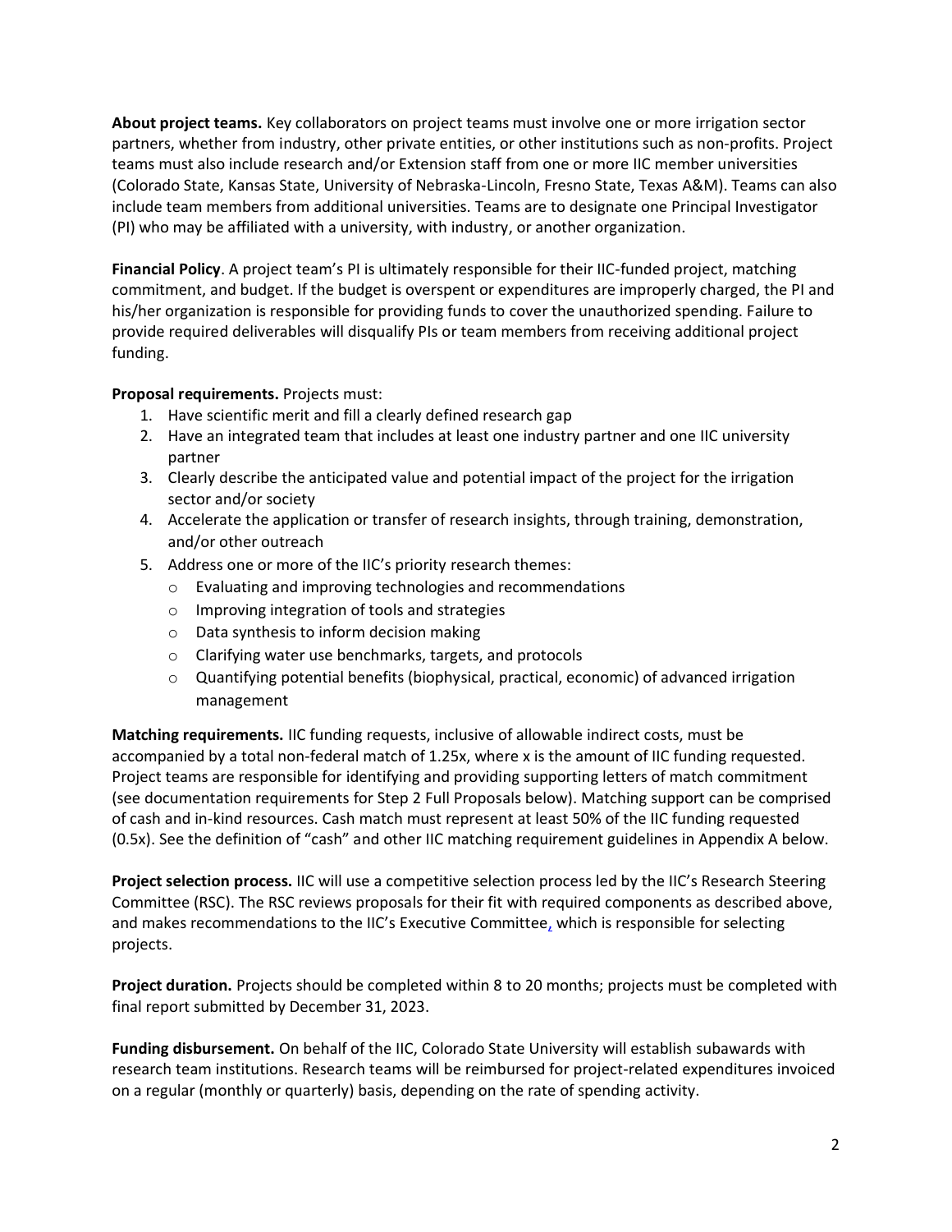**About project teams.** Key collaborators on project teams must involve one or more irrigation sector partners, whether from industry, other private entities, or other institutions such as non-profits. Project teams must also include research and/or Extension staff from one or more IIC member universities (Colorado State, Kansas State, University of Nebraska-Lincoln, Fresno State, Texas A&M). Teams can also include team members from additional universities. Teams are to designate one Principal Investigator (PI) who may be affiliated with a university, with industry, or another organization.

**Financial Policy**. A project team's PI is ultimately responsible for their IIC-funded project, matching commitment, and budget. If the budget is overspent or expenditures are improperly charged, the PI and his/her organization is responsible for providing funds to cover the unauthorized spending. Failure to provide required deliverables will disqualify PIs or team members from receiving additional project funding.

**Proposal requirements.** Projects must:

1. Have scientific merit and fill a clearly defined research gap
2. Have an integrated team that includes at least one industry partner and one IIC university partner
3. Clearly describe the anticipated value and potential impact of the project for the irrigation sector and/or society
4. Accelerate the application or transfer of research insights, through training, demonstration, and/or other outreach
5. Address one or more of the IIC's priority research themes:
   - Evaluating and improving technologies and recommendations
   - Improving integration of tools and strategies
   - Data synthesis to inform decision making
   - Clarifying water use benchmarks, targets, and protocols
   - Quantifying potential benefits (biophysical, practical, economic) of advanced irrigation management

**Matching requirements.** IIC funding requests, inclusive of allowable indirect costs, must be accompanied by a total non-federal match of 1.25x, where x is the amount of IIC funding requested. Project teams are responsible for identifying and providing supporting letters of match commitment (see documentation requirements for Step 2 Full Proposals below). Matching support can be comprised of cash and in-kind resources. Cash match must represent at least 50% of the IIC funding requested (0.5x). See the definition of "cash" and other IIC matching requirement guidelines in Appendix A below.

**Project selection process.** IIC will use a competitive selection process led by the IIC's Research Steering Committee (RSC). The RSC reviews proposals for their fit with required components as described above, and makes recommendations to the IIC's Executive Committee, which is responsible for selecting projects.

**Project duration.** Projects should be completed within 8 to 20 months; projects must be completed with final report submitted by December 31, 2023.

**Funding disbursement.** On behalf of the IIC, Colorado State University will establish subawards with research team institutions. Research teams will be reimbursed for project-related expenditures invoiced on a regular (monthly or quarterly) basis, depending on the rate of spending activity.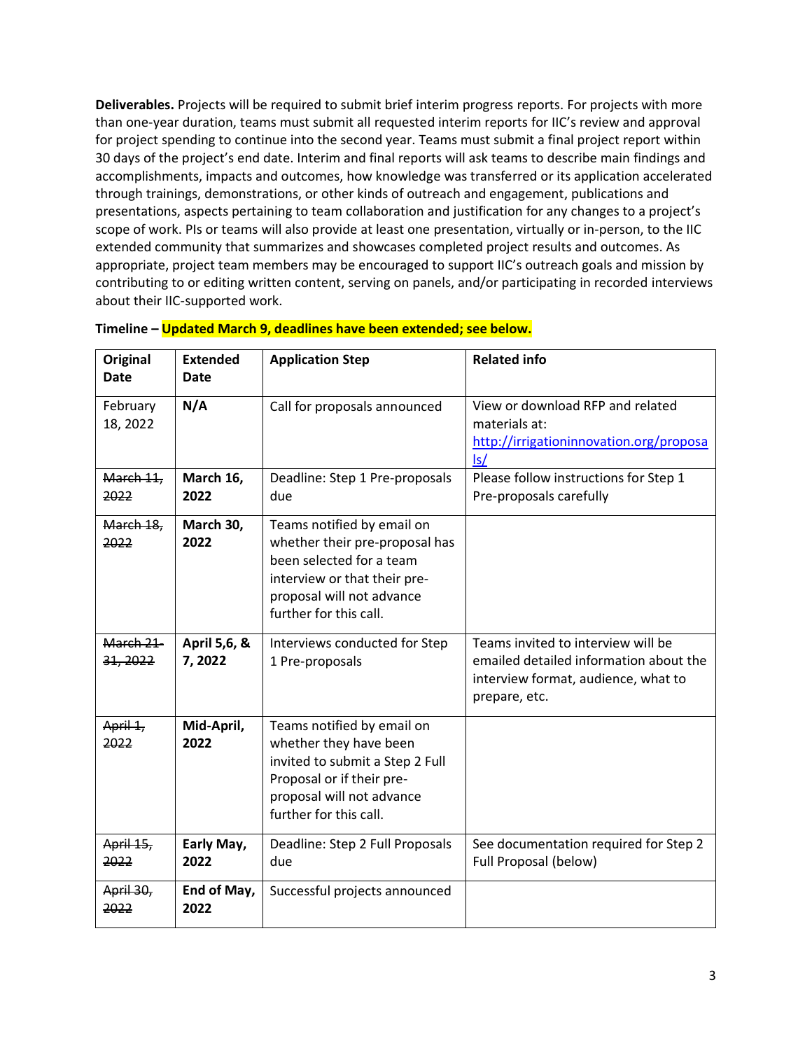**Deliverables.** Projects will be required to submit brief interim progress reports. For projects with more than one-year duration, teams must submit all requested interim reports for IIC's review and approval for project spending to continue into the second year. Teams must submit a final project report within 30 days of the project's end date. Interim and final reports will ask teams to describe main findings and accomplishments, impacts and outcomes, how knowledge was transferred or its application accelerated through trainings, demonstrations, or other kinds of outreach and engagement, publications and presentations, aspects pertaining to team collaboration and justification for any changes to a project's scope of work. PIs or teams will also provide at least one presentation, virtually or in-person, to the IIC extended community that summarizes and showcases completed project results and outcomes. As appropriate, project team members may be encouraged to support IIC's outreach goals and mission by contributing to or editing written content, serving on panels, and/or participating in recorded interviews about their IIC-supported work.

**Timeline – Updated March 9, deadlines have been extended; see below.**

| Original Date | Extended Date | Application Step | Related info |
|---|---|---|---|
| February 18, 2022 | **N/A** | Call for proposals announced | View or download RFP and related materials at: http://irrigationinnovation.org/proposals/ |
| ~~March 11, 2022~~ | **March 16, 2022** | Deadline: Step 1 Pre-proposals due | Please follow instructions for Step 1 Pre-proposals carefully |
| ~~March 18, 2022~~ | **March 30, 2022** | Teams notified by email on whether their pre-proposal has been selected for a team interview or that their pre-proposal will not advance further for this call. | |
| ~~March 21-31, 2022~~ | **April 5,6, & 7, 2022** | Interviews conducted for Step 1 Pre-proposals | Teams invited to interview will be emailed detailed information about the interview format, audience, what to prepare, etc. |
| ~~April 1, 2022~~ | **Mid-April, 2022** | Teams notified by email on whether they have been invited to submit a Step 2 Full Proposal or if their pre-proposal will not advance further for this call. | |
| ~~April 15, 2022~~ | **Early May, 2022** | Deadline: Step 2 Full Proposals due | See documentation required for Step 2 Full Proposal (below) |
| ~~April 30, 2022~~ | **End of May, 2022** | Successful projects announced | |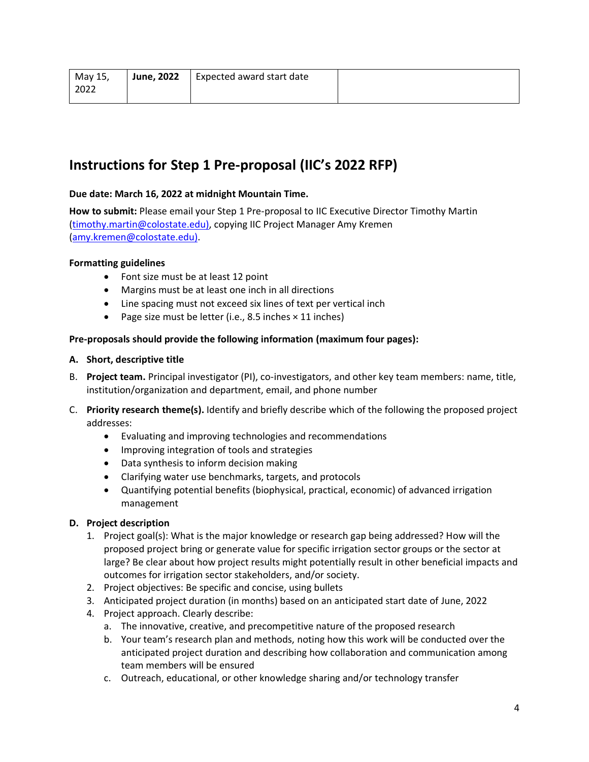| May 15, 2022 | **June, 2022** | Expected award start date | |
|---|---|---|---|

## Instructions for Step 1 Pre-proposal (IIC's 2022 RFP)

**Due date: March 16, 2022 at midnight Mountain Time.**

**How to submit:** Please email your Step 1 Pre-proposal to IIC Executive Director Timothy Martin (timothy.martin@colostate.edu), copying IIC Project Manager Amy Kremen (amy.kremen@colostate.edu).

**Formatting guidelines**

- Font size must be at least 12 point
- Margins must be at least one inch in all directions
- Line spacing must not exceed six lines of text per vertical inch
- Page size must be letter (i.e., 8.5 inches × 11 inches)

**Pre-proposals should provide the following information (maximum four pages):**

**A. Short, descriptive title**

B. **Project team.** Principal investigator (PI), co-investigators, and other key team members: name, title, institution/organization and department, email, and phone number

C. **Priority research theme(s).** Identify and briefly describe which of the following the proposed project addresses:
- Evaluating and improving technologies and recommendations
- Improving integration of tools and strategies
- Data synthesis to inform decision making
- Clarifying water use benchmarks, targets, and protocols
- Quantifying potential benefits (biophysical, practical, economic) of advanced irrigation management

**D. Project description**

1. Project goal(s): What is the major knowledge or research gap being addressed? How will the proposed project bring or generate value for specific irrigation sector groups or the sector at large? Be clear about how project results might potentially result in other beneficial impacts and outcomes for irrigation sector stakeholders, and/or society.
2. Project objectives: Be specific and concise, using bullets
3. Anticipated project duration (in months) based on an anticipated start date of June, 2022
4. Project approach. Clearly describe:
   a. The innovative, creative, and precompetitive nature of the proposed research
   b. Your team's research plan and methods, noting how this work will be conducted over the anticipated project duration and describing how collaboration and communication among team members will be ensured
   c. Outreach, educational, or other knowledge sharing and/or technology transfer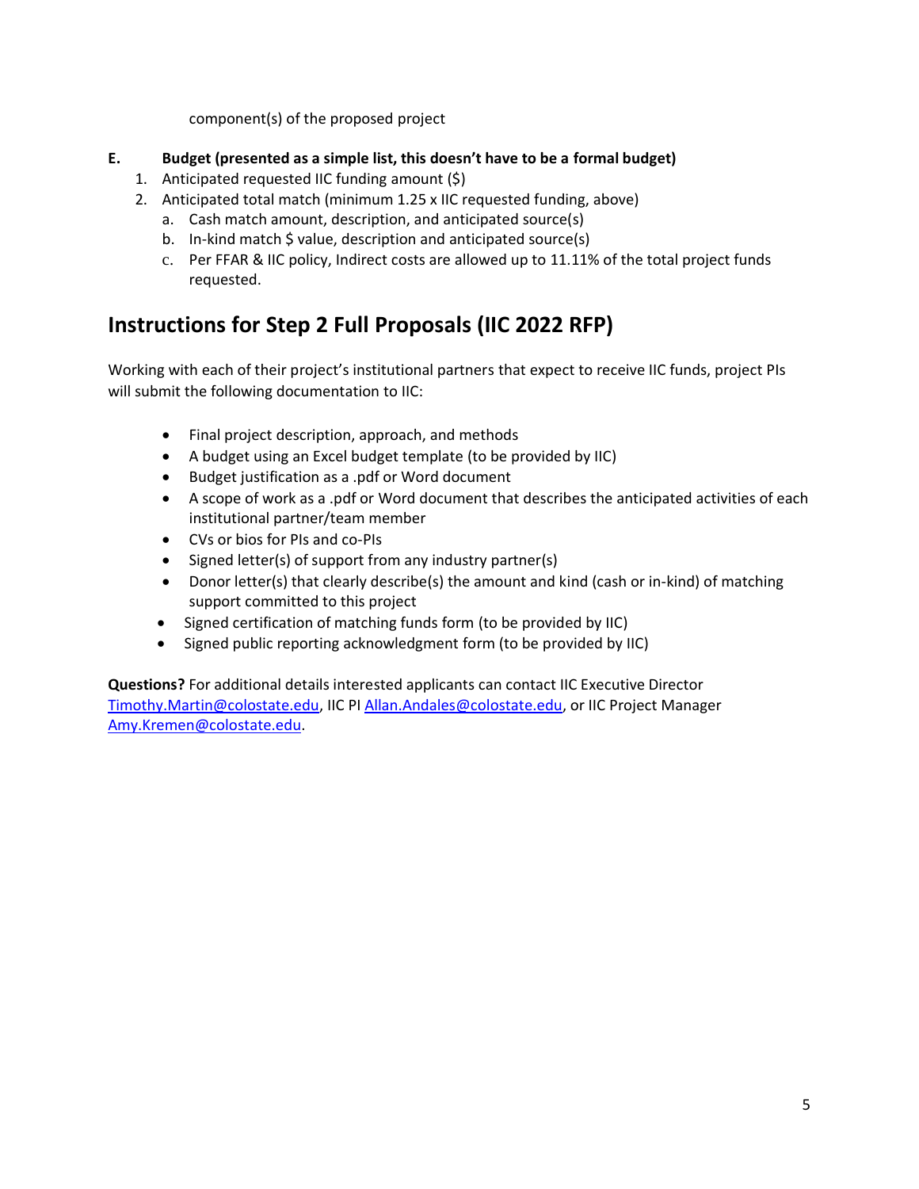component(s) of the proposed project

**E. Budget (presented as a simple list, this doesn't have to be a formal budget)**

1. Anticipated requested IIC funding amount ($)
2. Anticipated total match (minimum 1.25 x IIC requested funding, above)
   a. Cash match amount, description, and anticipated source(s)
   b. In-kind match $ value, description and anticipated source(s)
   c. Per FFAR & IIC policy, Indirect costs are allowed up to 11.11% of the total project funds requested.

## Instructions for Step 2 Full Proposals (IIC 2022 RFP)

Working with each of their project's institutional partners that expect to receive IIC funds, project PIs will submit the following documentation to IIC:

- Final project description, approach, and methods
- A budget using an Excel budget template (to be provided by IIC)
- Budget justification as a .pdf or Word document
- A scope of work as a .pdf or Word document that describes the anticipated activities of each institutional partner/team member
- CVs or bios for PIs and co-PIs
- Signed letter(s) of support from any industry partner(s)
- Donor letter(s) that clearly describe(s) the amount and kind (cash or in-kind) of matching support committed to this project
- Signed certification of matching funds form (to be provided by IIC)
- Signed public reporting acknowledgment form (to be provided by IIC)

**Questions?** For additional details interested applicants can contact IIC Executive Director Timothy.Martin@colostate.edu, IIC PI Allan.Andales@colostate.edu, or IIC Project Manager Amy.Kremen@colostate.edu.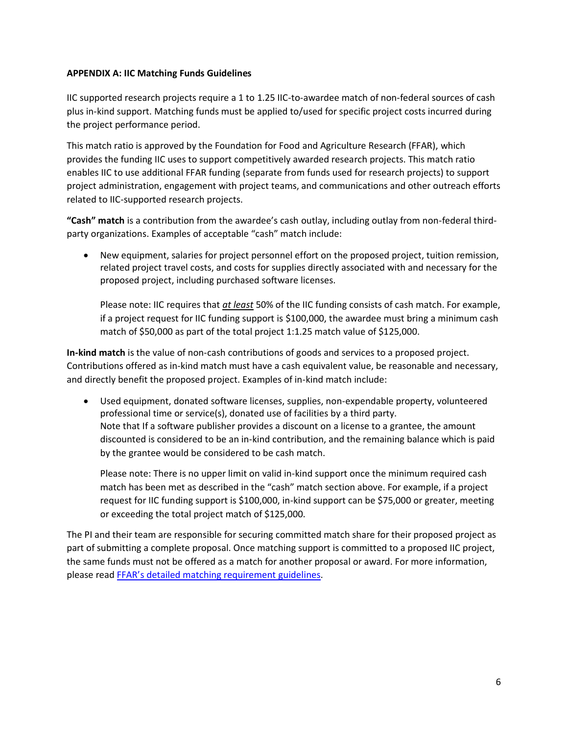**APPENDIX A: IIC Matching Funds Guidelines**

IIC supported research projects require a 1 to 1.25 IIC-to-awardee match of non-federal sources of cash plus in-kind support. Matching funds must be applied to/used for specific project costs incurred during the project performance period.

This match ratio is approved by the Foundation for Food and Agriculture Research (FFAR), which provides the funding IIC uses to support competitively awarded research projects. This match ratio enables IIC to use additional FFAR funding (separate from funds used for research projects) to support project administration, engagement with project teams, and communications and other outreach efforts related to IIC-supported research projects.

**"Cash" match** is a contribution from the awardee's cash outlay, including outlay from non-federal third-party organizations. Examples of acceptable "cash" match include:

- New equipment, salaries for project personnel effort on the proposed project, tuition remission, related project travel costs, and costs for supplies directly associated with and necessary for the proposed project, including purchased software licenses.

  Please note: IIC requires that ***at least*** 50% of the IIC funding consists of cash match. For example, if a project request for IIC funding support is $100,000, the awardee must bring a minimum cash match of $50,000 as part of the total project 1:1.25 match value of $125,000.

**In-kind match** is the value of non-cash contributions of goods and services to a proposed project. Contributions offered as in-kind match must have a cash equivalent value, be reasonable and necessary, and directly benefit the proposed project. Examples of in-kind match include:

- Used equipment, donated software licenses, supplies, non-expendable property, volunteered professional time or service(s), donated use of facilities by a third party.
  Note that If a software publisher provides a discount on a license to a grantee, the amount discounted is considered to be an in-kind contribution, and the remaining balance which is paid by the grantee would be considered to be cash match.

  Please note: There is no upper limit on valid in-kind support once the minimum required cash match has been met as described in the "cash" match section above. For example, if a project request for IIC funding support is $100,000, in-kind support can be $75,000 or greater, meeting or exceeding the total project match of $125,000.

The PI and their team are responsible for securing committed match share for their proposed project as part of submitting a complete proposal. Once matching support is committed to a proposed IIC project, the same funds must not be offered as a match for another proposal or award. For more information, please read [FFAR's detailed matching requirement guidelines](FFAR's detailed matching requirement guidelines).